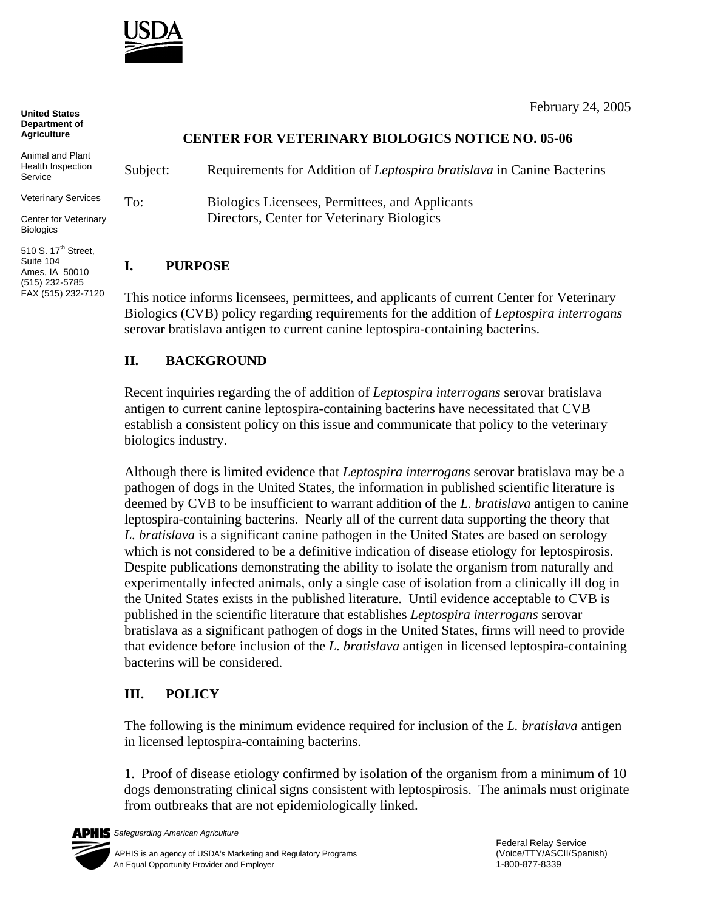February 24, 2005

**United States Department of Agriculture**

Animal and Plant Health Inspection Service

Veterinary Services

Center for Veterinary Biologics

510 S. 17th Street, Suite 104
Ames, IA 50010
(515) 232-5785
FAX (515) 232-7120

## CENTER FOR VETERINARY BIOLOGICS NOTICE NO. 05-06

Subject: Requirements for Addition of *Leptospira bratislava* in Canine Bacterins

To: Biologics Licensees, Permittees, and Applicants
Directors, Center for Veterinary Biologics

### I. PURPOSE

This notice informs licensees, permittees, and applicants of current Center for Veterinary Biologics (CVB) policy regarding requirements for the addition of *Leptospira interrogans* serovar bratislava antigen to current canine leptospira-containing bacterins.

### II. BACKGROUND

Recent inquiries regarding the of addition of *Leptospira interrogans* serovar bratislava antigen to current canine leptospira-containing bacterins have necessitated that CVB establish a consistent policy on this issue and communicate that policy to the veterinary biologics industry.

Although there is limited evidence that *Leptospira interrogans* serovar bratislava may be a pathogen of dogs in the United States, the information in published scientific literature is deemed by CVB to be insufficient to warrant addition of the *L. bratislava* antigen to canine leptospira-containing bacterins. Nearly all of the current data supporting the theory that *L. bratislava* is a significant canine pathogen in the United States are based on serology which is not considered to be a definitive indication of disease etiology for leptospirosis. Despite publications demonstrating the ability to isolate the organism from naturally and experimentally infected animals, only a single case of isolation from a clinically ill dog in the United States exists in the published literature. Until evidence acceptable to CVB is published in the scientific literature that establishes *Leptospira interrogans* serovar bratislava as a significant pathogen of dogs in the United States, firms will need to provide that evidence before inclusion of the *L. bratislava* antigen in licensed leptospira-containing bacterins will be considered.

### III. POLICY

The following is the minimum evidence required for inclusion of the *L. bratislava* antigen in licensed leptospira-containing bacterins.

1. Proof of disease etiology confirmed by isolation of the organism from a minimum of 10 dogs demonstrating clinical signs consistent with leptospirosis. The animals must originate from outbreaks that are not epidemiologically linked.

APHIS *Safeguarding American Agriculture*

APHIS is an agency of USDA's Marketing and Regulatory Programs
An Equal Opportunity Provider and Employer

Federal Relay Service
(Voice/TTY/ASCII/Spanish)
1-800-877-8339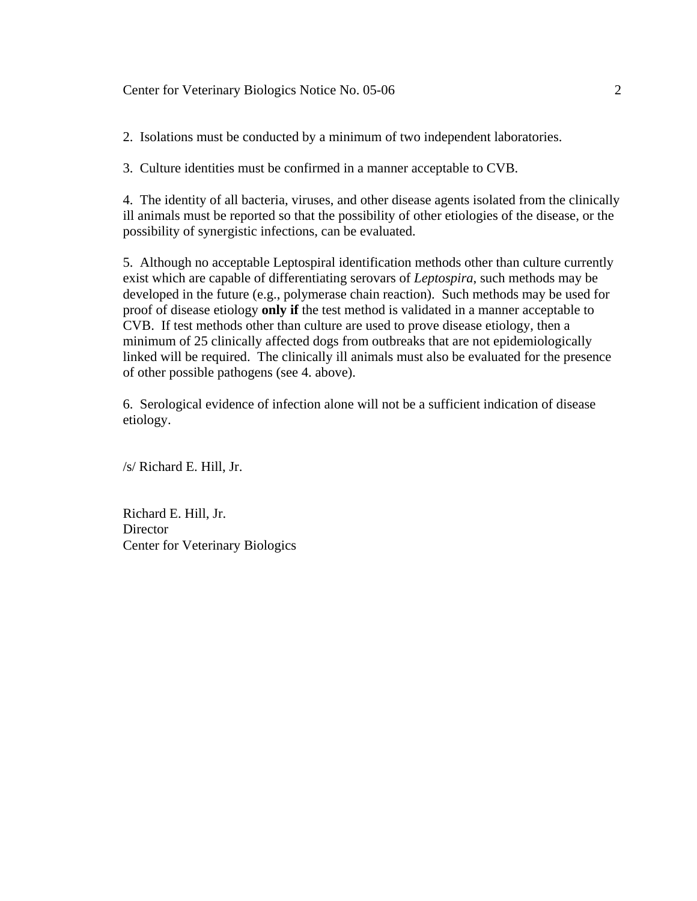2. Isolations must be conducted by a minimum of two independent laboratories.

3. Culture identities must be confirmed in a manner acceptable to CVB.

4. The identity of all bacteria, viruses, and other disease agents isolated from the clinically ill animals must be reported so that the possibility of other etiologies of the disease, or the possibility of synergistic infections, can be evaluated.

5. Although no acceptable Leptospiral identification methods other than culture currently exist which are capable of differentiating serovars of *Leptospira*, such methods may be developed in the future (e.g., polymerase chain reaction). Such methods may be used for proof of disease etiology **only if** the test method is validated in a manner acceptable to CVB. If test methods other than culture are used to prove disease etiology, then a minimum of 25 clinically affected dogs from outbreaks that are not epidemiologically linked will be required. The clinically ill animals must also be evaluated for the presence of other possible pathogens (see 4. above).

6. Serological evidence of infection alone will not be a sufficient indication of disease etiology.

/s/ Richard E. Hill, Jr.

Richard E. Hill, Jr.
Director
Center for Veterinary Biologics